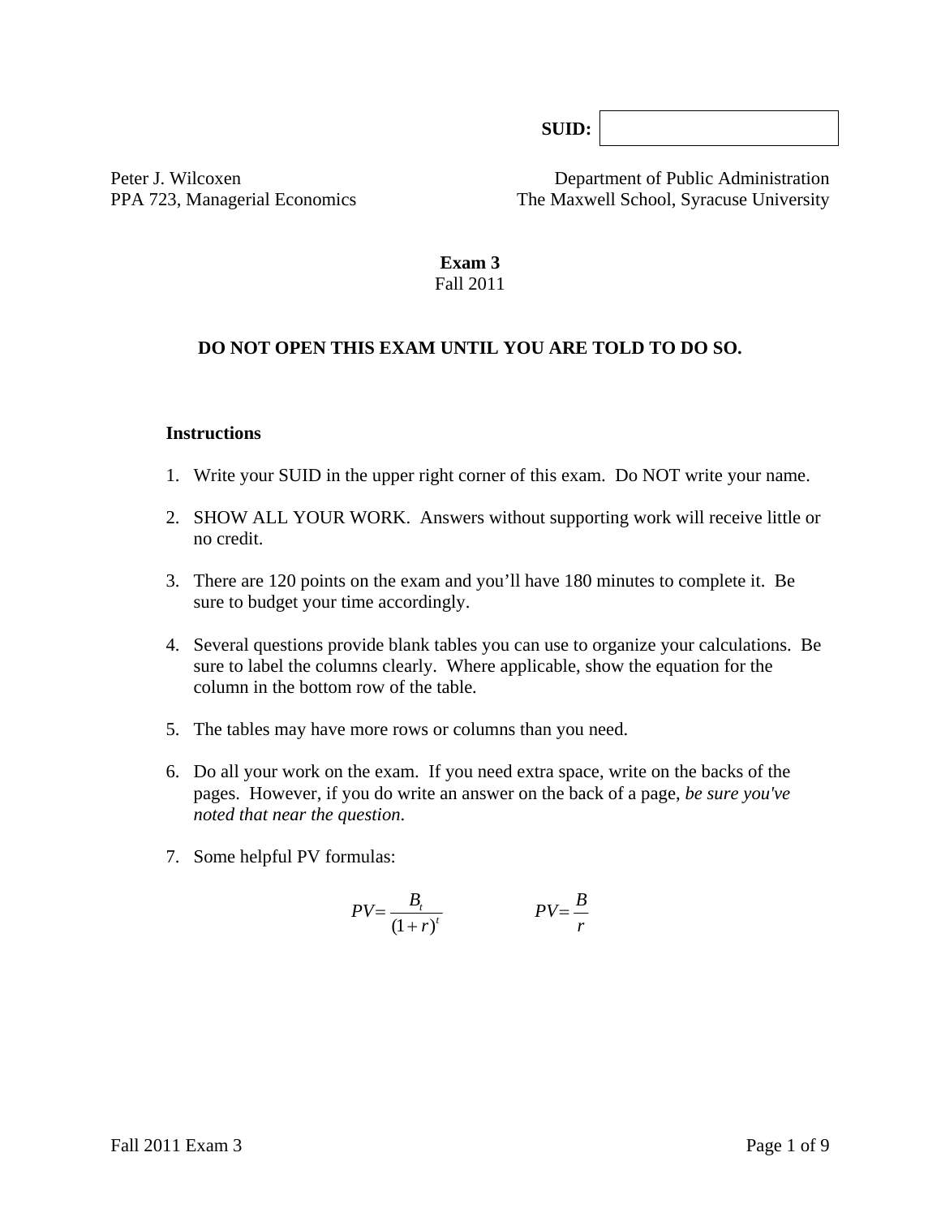**SUID:** 

Peter J. Wilcoxen
PPA 723, Managerial Economics

Department of Public Administration
The Maxwell School, Syracuse University

# Exam 3

Fall 2011

**DO NOT OPEN THIS EXAM UNTIL YOU ARE TOLD TO DO SO.**

### Instructions

1. Write your SUID in the upper right corner of this exam. Do NOT write your name.
2. SHOW ALL YOUR WORK. Answers without supporting work will receive little or no credit.
3. There are 120 points on the exam and you'll have 180 minutes to complete it. Be sure to budget your time accordingly.
4. Several questions provide blank tables you can use to organize your calculations. Be sure to label the columns clearly. Where applicable, show the equation for the column in the bottom row of the table.
5. The tables may have more rows or columns than you need.
6. Do all your work on the exam. If you need extra space, write on the backs of the pages. However, if you do write an answer on the back of a page, *be sure you've noted that near the question*.
7. Some helpful PV formulas:

$$PV = \frac{B_t}{(1+r)^t} \qquad\qquad PV = \frac{B}{r}$$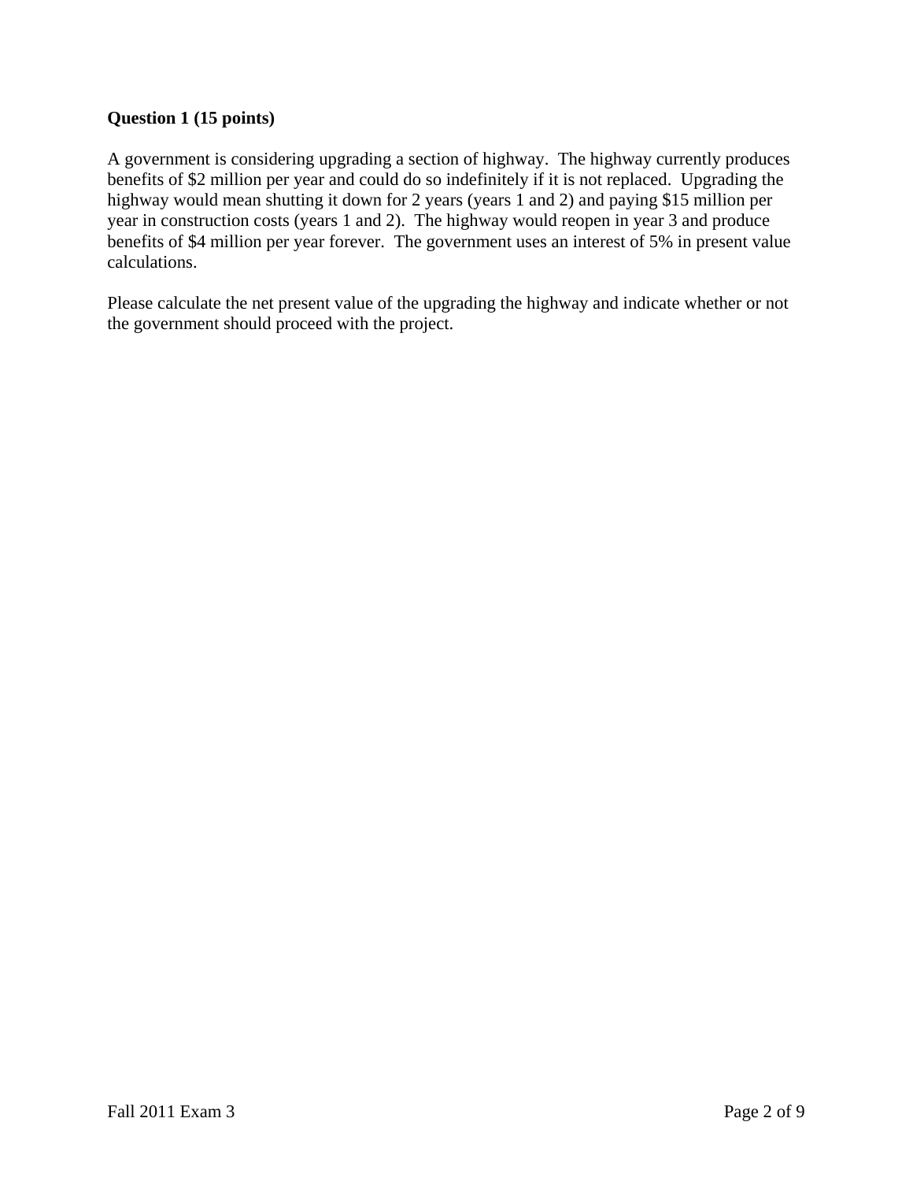**Question 1 (15 points)**

A government is considering upgrading a section of highway. The highway currently produces benefits of $2 million per year and could do so indefinitely if it is not replaced. Upgrading the highway would mean shutting it down for 2 years (years 1 and 2) and paying $15 million per year in construction costs (years 1 and 2). The highway would reopen in year 3 and produce benefits of $4 million per year forever. The government uses an interest of 5% in present value calculations.

Please calculate the net present value of the upgrading the highway and indicate whether or not the government should proceed with the project.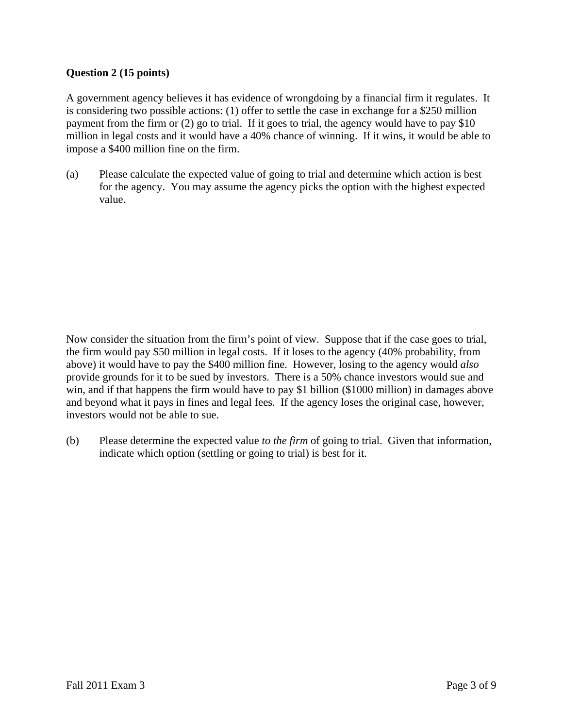**Question 2 (15 points)**

A government agency believes it has evidence of wrongdoing by a financial firm it regulates. It is considering two possible actions: (1) offer to settle the case in exchange for a $250 million payment from the firm or (2) go to trial. If it goes to trial, the agency would have to pay $10 million in legal costs and it would have a 40% chance of winning. If it wins, it would be able to impose a $400 million fine on the firm.

(a) Please calculate the expected value of going to trial and determine which action is best for the agency. You may assume the agency picks the option with the highest expected value.

Now consider the situation from the firm's point of view. Suppose that if the case goes to trial, the firm would pay $50 million in legal costs. If it loses to the agency (40% probability, from above) it would have to pay the $400 million fine. However, losing to the agency would *also* provide grounds for it to be sued by investors. There is a 50% chance investors would sue and win, and if that happens the firm would have to pay $1 billion ($1000 million) in damages above and beyond what it pays in fines and legal fees. If the agency loses the original case, however, investors would not be able to sue.

(b) Please determine the expected value *to the firm* of going to trial. Given that information, indicate which option (settling or going to trial) is best for it.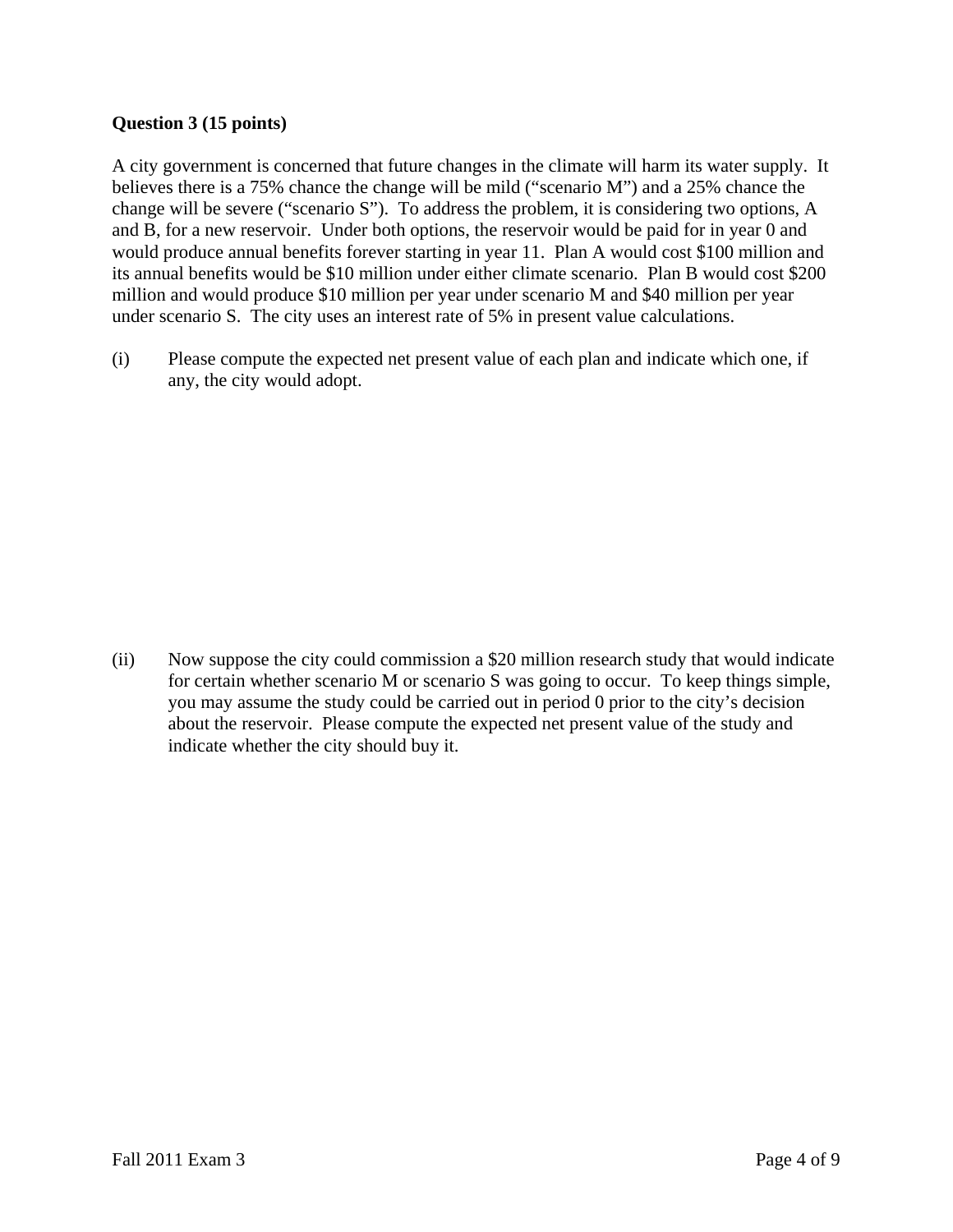**Question 3 (15 points)**

A city government is concerned that future changes in the climate will harm its water supply. It believes there is a 75% chance the change will be mild ("scenario M") and a 25% chance the change will be severe ("scenario S"). To address the problem, it is considering two options, A and B, for a new reservoir. Under both options, the reservoir would be paid for in year 0 and would produce annual benefits forever starting in year 11. Plan A would cost $100 million and its annual benefits would be $10 million under either climate scenario. Plan B would cost $200 million and would produce $10 million per year under scenario M and $40 million per year under scenario S. The city uses an interest rate of 5% in present value calculations.

(i) Please compute the expected net present value of each plan and indicate which one, if any, the city would adopt.

(ii) Now suppose the city could commission a $20 million research study that would indicate for certain whether scenario M or scenario S was going to occur. To keep things simple, you may assume the study could be carried out in period 0 prior to the city's decision about the reservoir. Please compute the expected net present value of the study and indicate whether the city should buy it.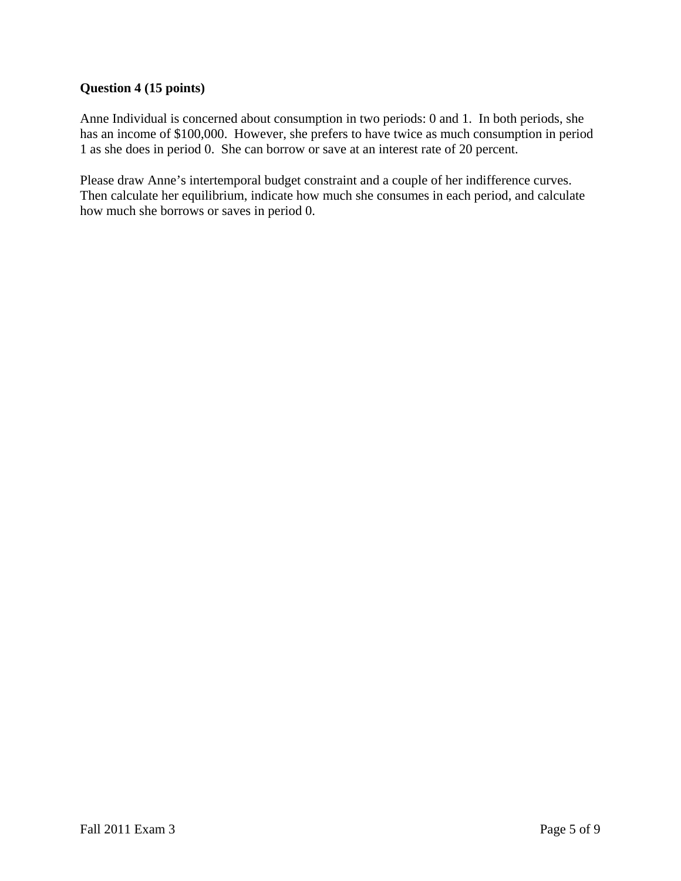**Question 4 (15 points)**

Anne Individual is concerned about consumption in two periods: 0 and 1. In both periods, she has an income of $100,000. However, she prefers to have twice as much consumption in period 1 as she does in period 0. She can borrow or save at an interest rate of 20 percent.

Please draw Anne's intertemporal budget constraint and a couple of her indifference curves. Then calculate her equilibrium, indicate how much she consumes in each period, and calculate how much she borrows or saves in period 0.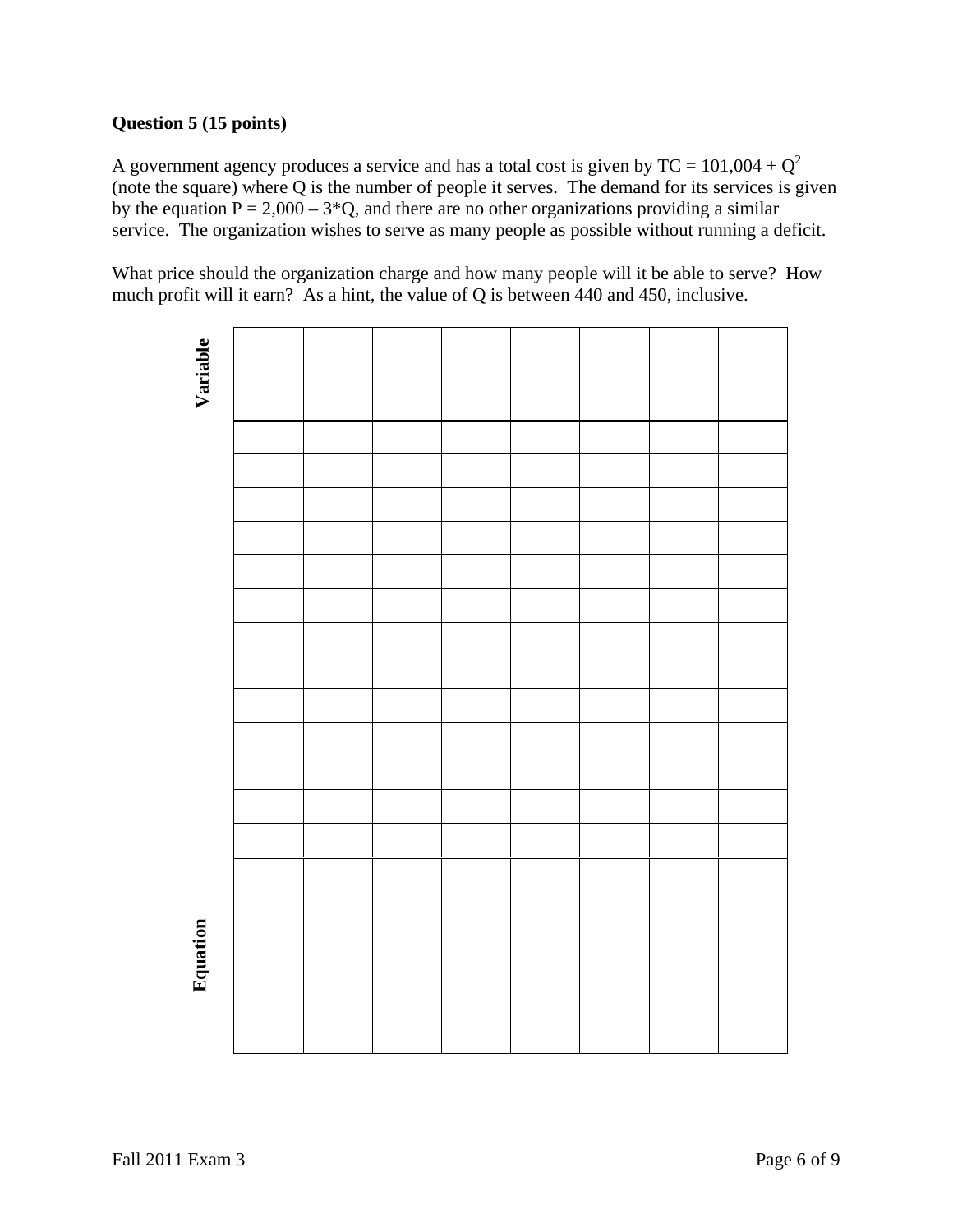**Question 5 (15 points)**

A government agency produces a service and has a total cost is given by $TC = 101{,}004 + Q^2$ (note the square) where Q is the number of people it serves. The demand for its services is given by the equation $P = 2{,}000 - 3*Q$, and there are no other organizations providing a similar service. The organization wishes to serve as many people as possible without running a deficit.

What price should the organization charge and how many people will it be able to serve? How much profit will it earn? As a hint, the value of Q is between 440 and 450, inclusive.

| **Variable** | | | | | | | |
|---|---|---|---|---|---|---|---|
| | | | | | | | |
| | | | | | | | |
| | | | | | | | |
| | | | | | | | |
| | | | | | | | |
| | | | | | | | |
| | | | | | | | |
| | | | | | | | |
| | | | | | | | |
| | | | | | | | |
| | | | | | | | |
| | | | | | | | |
| | | | | | | | |
| **Equation** | | | | | | | |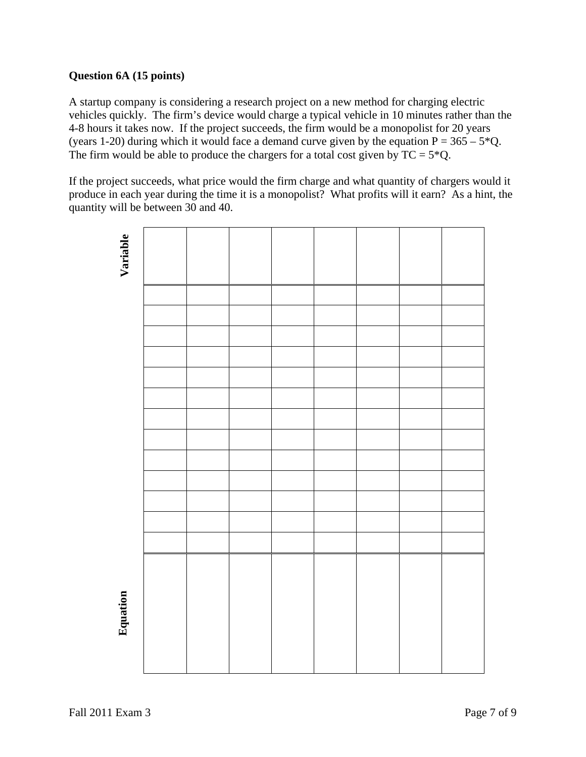**Question 6A (15 points)**

A startup company is considering a research project on a new method for charging electric vehicles quickly. The firm's device would charge a typical vehicle in 10 minutes rather than the 4-8 hours it takes now. If the project succeeds, the firm would be a monopolist for 20 years (years 1-20) during which it would face a demand curve given by the equation $P = 365 - 5*Q$. The firm would be able to produce the chargers for a total cost given by $TC = 5*Q$.

If the project succeeds, what price would the firm charge and what quantity of chargers would it produce in each year during the time it is a monopolist? What profits will it earn? As a hint, the quantity will be between 30 and 40.

| Variable | | | | | | | |
|---|---|---|---|---|---|---|---|
| | | | | | | | |
| | | | | | | | |
| | | | | | | | |
| | | | | | | | |
| | | | | | | | |
| | | | | | | | |
| | | | | | | | |
| | | | | | | | |
| | | | | | | | |
| | | | | | | | |
| | | | | | | | |
| | | | | | | | |
| | | | | | | | |
| **Equation** | | | | | | | |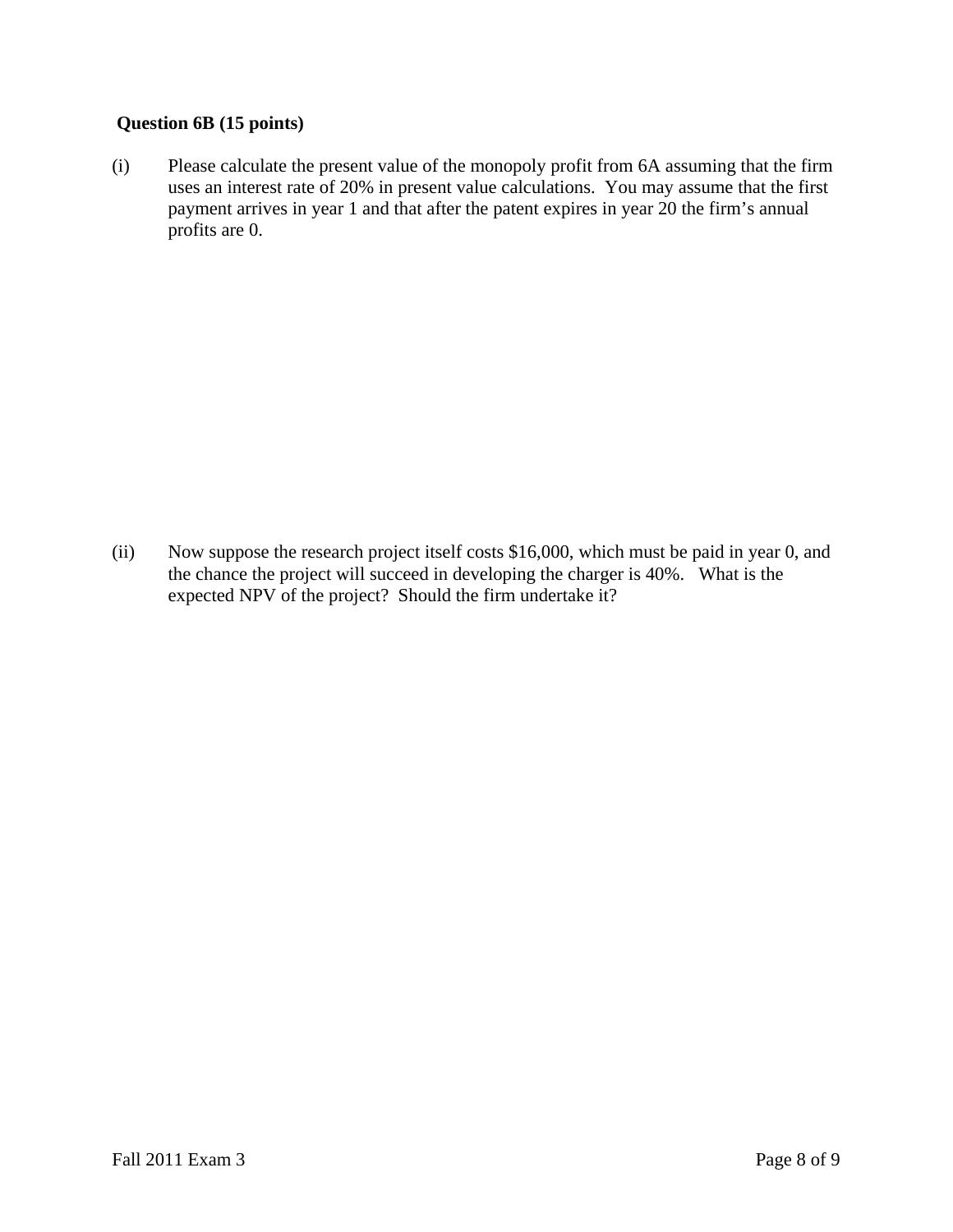**Question 6B (15 points)**

(i) Please calculate the present value of the monopoly profit from 6A assuming that the firm uses an interest rate of 20% in present value calculations. You may assume that the first payment arrives in year 1 and that after the patent expires in year 20 the firm's annual profits are 0.

(ii) Now suppose the research project itself costs $16,000, which must be paid in year 0, and the chance the project will succeed in developing the charger is 40%. What is the expected NPV of the project? Should the firm undertake it?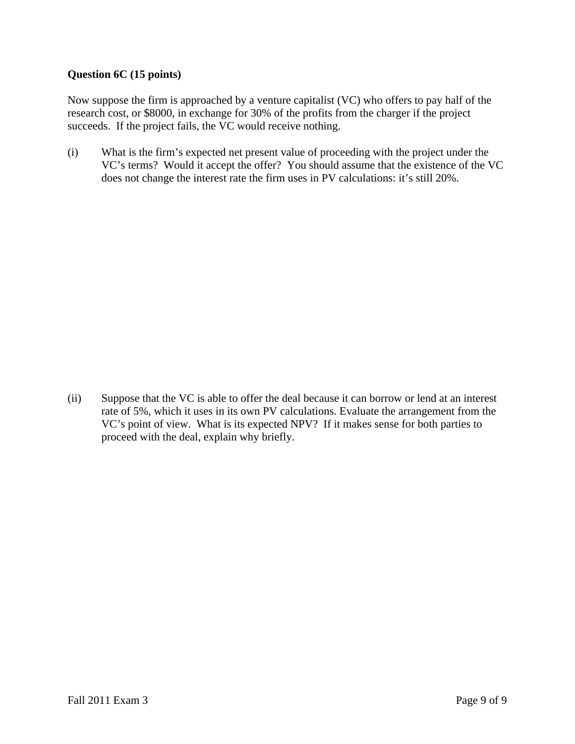**Question 6C (15 points)**

Now suppose the firm is approached by a venture capitalist (VC) who offers to pay half of the research cost, or $8000, in exchange for 30% of the profits from the charger if the project succeeds. If the project fails, the VC would receive nothing.

(i) What is the firm's expected net present value of proceeding with the project under the VC's terms? Would it accept the offer? You should assume that the existence of the VC does not change the interest rate the firm uses in PV calculations: it's still 20%.

(ii) Suppose that the VC is able to offer the deal because it can borrow or lend at an interest rate of 5%, which it uses in its own PV calculations. Evaluate the arrangement from the VC's point of view. What is its expected NPV? If it makes sense for both parties to proceed with the deal, explain why briefly.